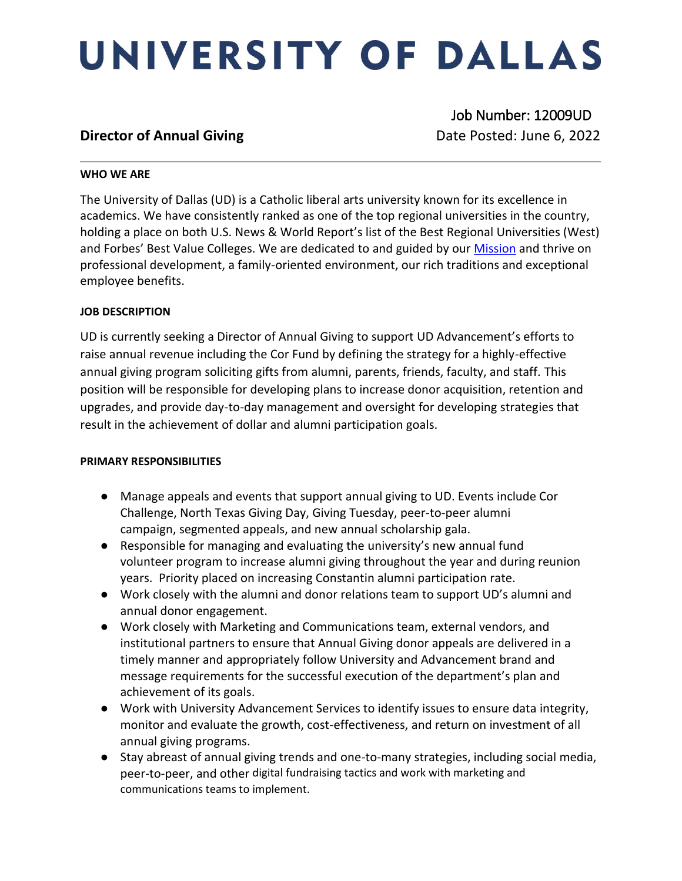# UNIVERSITY OF DALLAS

## Director of Annual Giving

Job Number: 12009UD
Date Posted: June 6, 2022

---

**WHO WE ARE**

The University of Dallas (UD) is a Catholic liberal arts university known for its excellence in academics. We have consistently ranked as one of the top regional universities in the country, holding a place on both U.S. News & World Report's list of the Best Regional Universities (West) and Forbes' Best Value Colleges. We are dedicated to and guided by our [Mission] and thrive on professional development, a family-oriented environment, our rich traditions and exceptional employee benefits.

**JOB DESCRIPTION**

UD is currently seeking a Director of Annual Giving to support UD Advancement's efforts to raise annual revenue including the Cor Fund by defining the strategy for a highly-effective annual giving program soliciting gifts from alumni, parents, friends, faculty, and staff. This position will be responsible for developing plans to increase donor acquisition, retention and upgrades, and provide day-to-day management and oversight for developing strategies that result in the achievement of dollar and alumni participation goals.

**PRIMARY RESPONSIBILITIES**

- Manage appeals and events that support annual giving to UD. Events include Cor Challenge, North Texas Giving Day, Giving Tuesday, peer-to-peer alumni campaign, segmented appeals, and new annual scholarship gala.
- Responsible for managing and evaluating the university's new annual fund volunteer program to increase alumni giving throughout the year and during reunion years. Priority placed on increasing Constantin alumni participation rate.
- Work closely with the alumni and donor relations team to support UD's alumni and annual donor engagement.
- Work closely with Marketing and Communications team, external vendors, and institutional partners to ensure that Annual Giving donor appeals are delivered in a timely manner and appropriately follow University and Advancement brand and message requirements for the successful execution of the department's plan and achievement of its goals.
- Work with University Advancement Services to identify issues to ensure data integrity, monitor and evaluate the growth, cost-effectiveness, and return on investment of all annual giving programs.
- Stay abreast of annual giving trends and one-to-many strategies, including social media, peer-to-peer, and other digital fundraising tactics and work with marketing and communications teams to implement.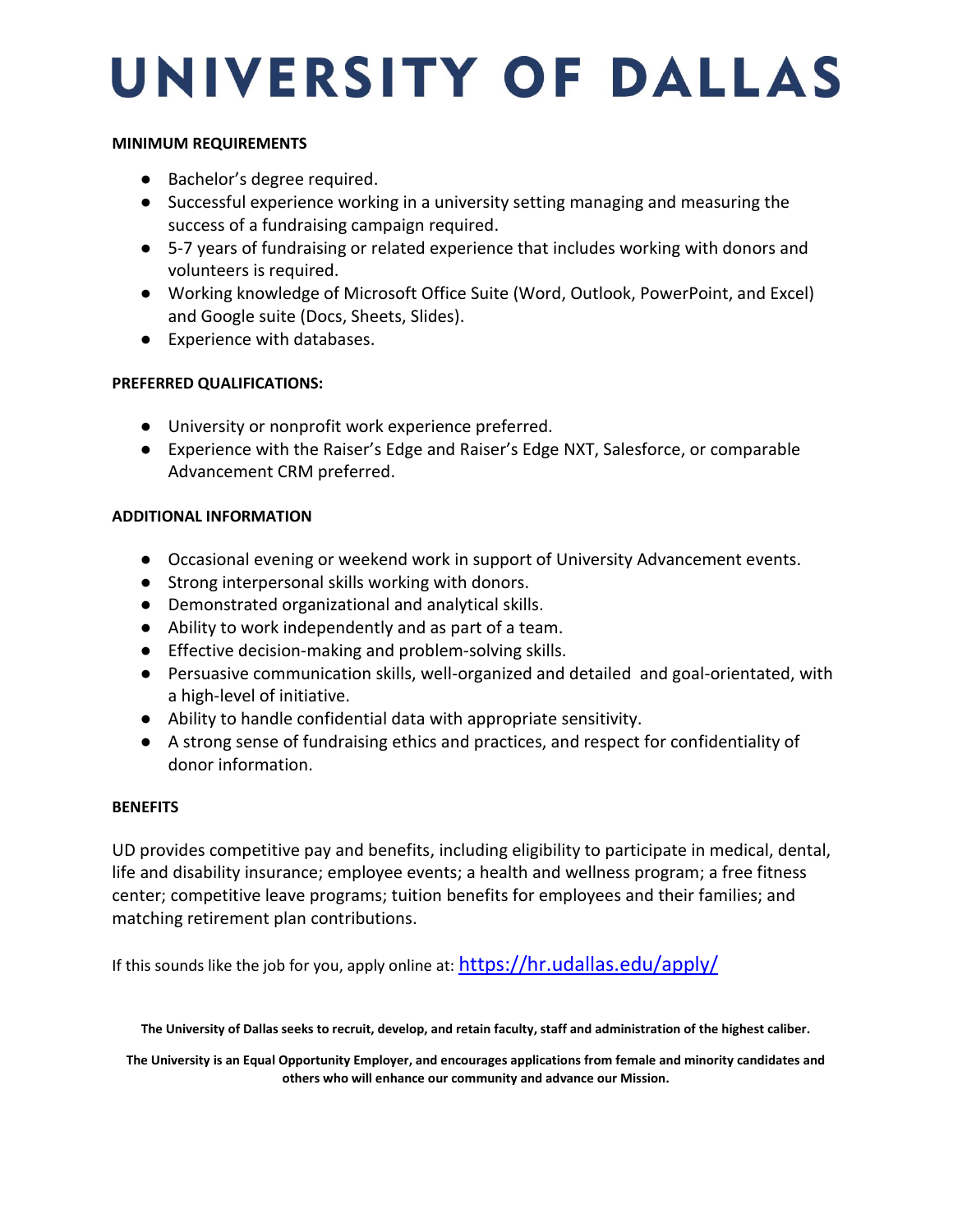# UNIVERSITY OF DALLAS

**MINIMUM REQUIREMENTS**

- Bachelor's degree required.
- Successful experience working in a university setting managing and measuring the success of a fundraising campaign required.
- 5-7 years of fundraising or related experience that includes working with donors and volunteers is required.
- Working knowledge of Microsoft Office Suite (Word, Outlook, PowerPoint, and Excel) and Google suite (Docs, Sheets, Slides).
- Experience with databases.

**PREFERRED QUALIFICATIONS:**

- University or nonprofit work experience preferred.
- Experience with the Raiser's Edge and Raiser's Edge NXT, Salesforce, or comparable Advancement CRM preferred.

**ADDITIONAL INFORMATION**

- Occasional evening or weekend work in support of University Advancement events.
- Strong interpersonal skills working with donors.
- Demonstrated organizational and analytical skills.
- Ability to work independently and as part of a team.
- Effective decision-making and problem-solving skills.
- Persuasive communication skills, well-organized and detailed and goal-orientated, with a high-level of initiative.
- Ability to handle confidential data with appropriate sensitivity.
- A strong sense of fundraising ethics and practices, and respect for confidentiality of donor information.

**BENEFITS**

UD provides competitive pay and benefits, including eligibility to participate in medical, dental, life and disability insurance; employee events; a health and wellness program; a free fitness center; competitive leave programs; tuition benefits for employees and their families; and matching retirement plan contributions.

If this sounds like the job for you, apply online at: https://hr.udallas.edu/apply/

**The University of Dallas seeks to recruit, develop, and retain faculty, staff and administration of the highest caliber.**

**The University is an Equal Opportunity Employer, and encourages applications from female and minority candidates and others who will enhance our community and advance our Mission.**